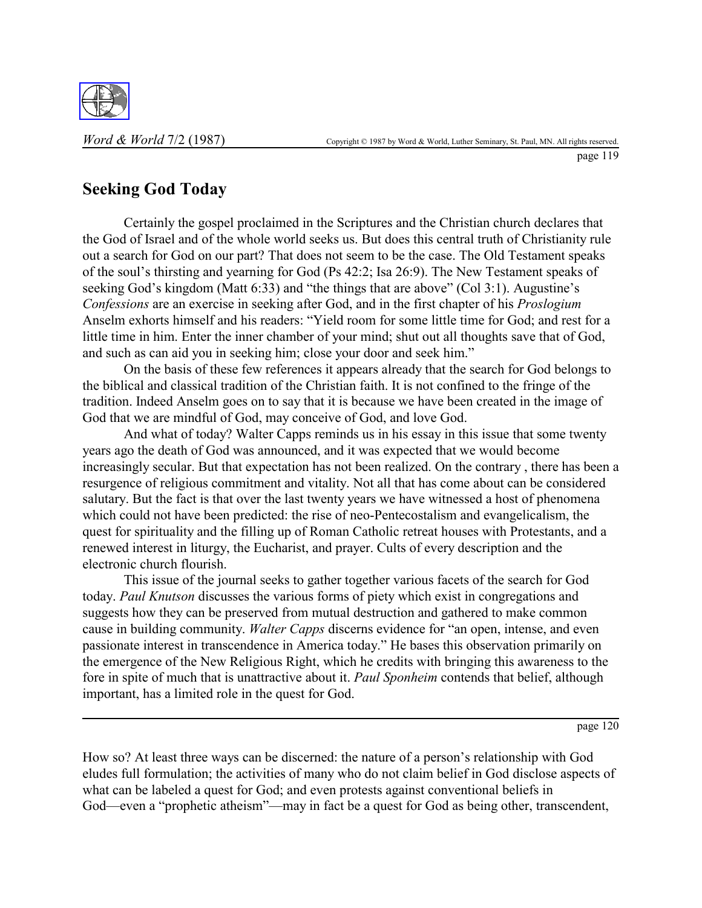# Seeking God Today

Certainly the gospel proclaimed in the Scriptures and the Christian church declares that the God of Israel and of the whole world seeks us. But does this central truth of Christianity rule out a search for God on our part? That does not seem to be the case. The Old Testament speaks of the soul's thirsting and yearning for God (Ps 42:2; Isa 26:9). The New Testament speaks of seeking God's kingdom (Matt 6:33) and "the things that are above" (Col 3:1). Augustine's *Confessions* are an exercise in seeking after God, and in the first chapter of his *Proslogium* Anselm exhorts himself and his readers: "Yield room for some little time for God; and rest for a little time in him. Enter the inner chamber of your mind; shut out all thoughts save that of God, and such as can aid you in seeking him; close your door and seek him."

On the basis of these few references it appears already that the search for God belongs to the biblical and classical tradition of the Christian faith. It is not confined to the fringe of the tradition. Indeed Anselm goes on to say that it is because we have been created in the image of God that we are mindful of God, may conceive of God, and love God.

And what of today? Walter Capps reminds us in his essay in this issue that some twenty years ago the death of God was announced, and it was expected that we would become increasingly secular. But that expectation has not been realized. On the contrary , there has been a resurgence of religious commitment and vitality. Not all that has come about can be considered salutary. But the fact is that over the last twenty years we have witnessed a host of phenomena which could not have been predicted: the rise of neo-Pentecostalism and evangelicalism, the quest for spirituality and the filling up of Roman Catholic retreat houses with Protestants, and a renewed interest in liturgy, the Eucharist, and prayer. Cults of every description and the electronic church flourish.

This issue of the journal seeks to gather together various facets of the search for God today. *Paul Knutson* discusses the various forms of piety which exist in congregations and suggests how they can be preserved from mutual destruction and gathered to make common cause in building community. *Walter Capps* discerns evidence for "an open, intense, and even passionate interest in transcendence in America today." He bases this observation primarily on the emergence of the New Religious Right, which he credits with bringing this awareness to the fore in spite of much that is unattractive about it. *Paul Sponheim* contends that belief, although important, has a limited role in the quest for God.

How so? At least three ways can be discerned: the nature of a person's relationship with God eludes full formulation; the activities of many who do not claim belief in God disclose aspects of what can be labeled a quest for God; and even protests against conventional beliefs in God—even a "prophetic atheism"—may in fact be a quest for God as being other, transcendent,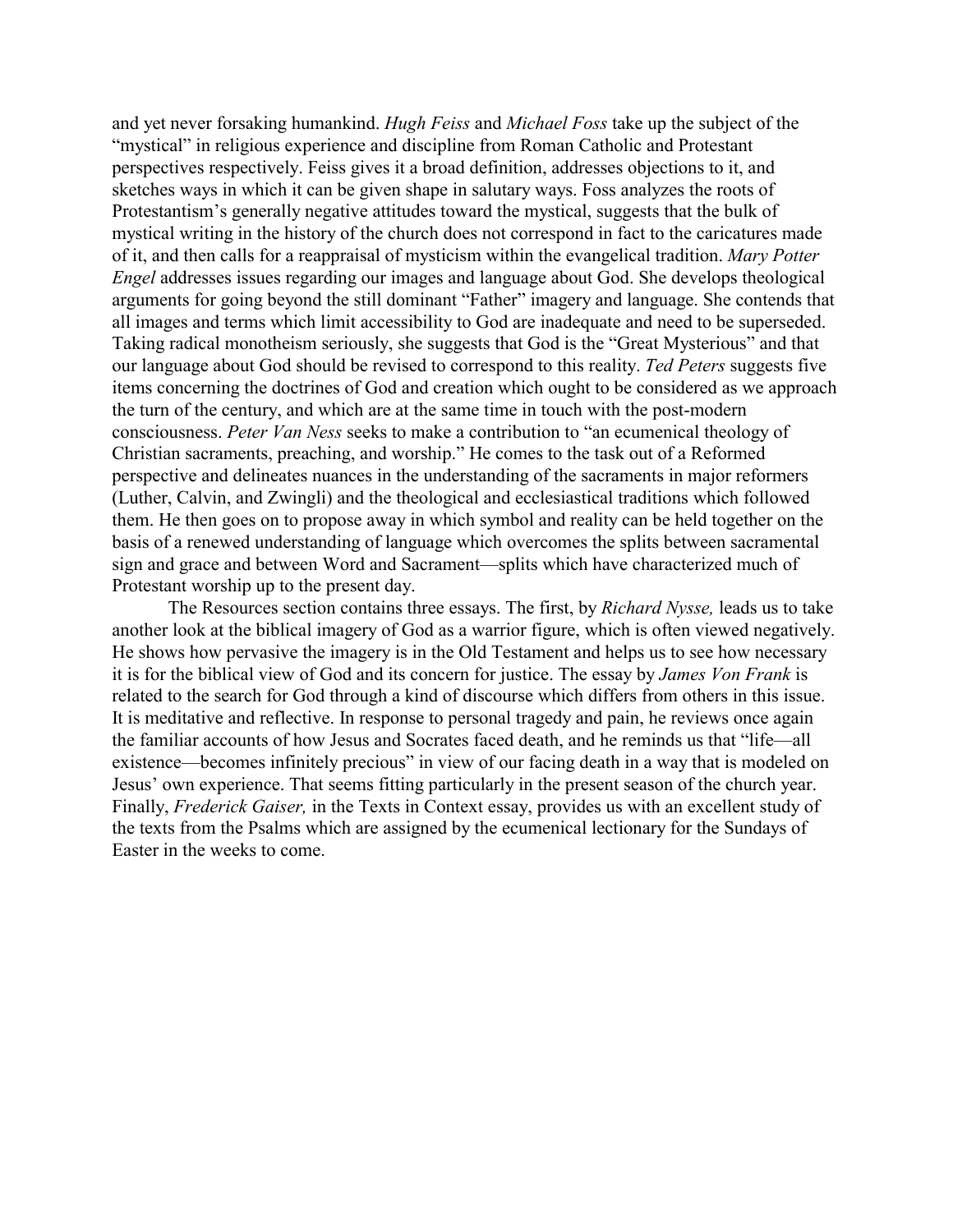and yet never forsaking humankind. *Hugh Feiss* and *Michael Foss* take up the subject of the "mystical" in religious experience and discipline from Roman Catholic and Protestant perspectives respectively. Feiss gives it a broad definition, addresses objections to it, and sketches ways in which it can be given shape in salutary ways. Foss analyzes the roots of Protestantism's generally negative attitudes toward the mystical, suggests that the bulk of mystical writing in the history of the church does not correspond in fact to the caricatures made of it, and then calls for a reappraisal of mysticism within the evangelical tradition. *Mary Potter Engel* addresses issues regarding our images and language about God. She develops theological arguments for going beyond the still dominant "Father" imagery and language. She contends that all images and terms which limit accessibility to God are inadequate and need to be superseded. Taking radical monotheism seriously, she suggests that God is the "Great Mysterious" and that our language about God should be revised to correspond to this reality. *Ted Peters* suggests five items concerning the doctrines of God and creation which ought to be considered as we approach the turn of the century, and which are at the same time in touch with the post-modern consciousness. *Peter Van Ness* seeks to make a contribution to "an ecumenical theology of Christian sacraments, preaching, and worship." He comes to the task out of a Reformed perspective and delineates nuances in the understanding of the sacraments in major reformers (Luther, Calvin, and Zwingli) and the theological and ecclesiastical traditions which followed them. He then goes on to propose away in which symbol and reality can be held together on the basis of a renewed understanding of language which overcomes the splits between sacramental sign and grace and between Word and Sacrament—splits which have characterized much of Protestant worship up to the present day.

The Resources section contains three essays. The first, by *Richard Nysse,* leads us to take another look at the biblical imagery of God as a warrior figure, which is often viewed negatively. He shows how pervasive the imagery is in the Old Testament and helps us to see how necessary it is for the biblical view of God and its concern for justice. The essay by *James Von Frank* is related to the search for God through a kind of discourse which differs from others in this issue. It is meditative and reflective. In response to personal tragedy and pain, he reviews once again the familiar accounts of how Jesus and Socrates faced death, and he reminds us that "life—all existence—becomes infinitely precious" in view of our facing death in a way that is modeled on Jesus' own experience. That seems fitting particularly in the present season of the church year. Finally, *Frederick Gaiser,* in the Texts in Context essay, provides us with an excellent study of the texts from the Psalms which are assigned by the ecumenical lectionary for the Sundays of Easter in the weeks to come.